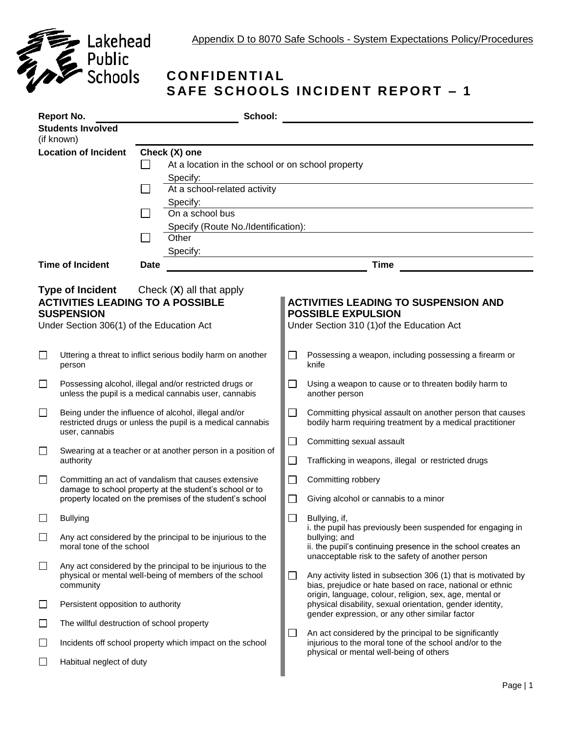Lakehead Public Schools

Appendix D to 8070 Safe Schools - System Expectations Policy/Procedures

# CONFIDENTIAL
# SAFE SCHOOLS INCIDENT REPORT – 1

**Report No.** ____________________ **School:** ________________________________________

**Students Involved** (if known) ________________________________________

**Location of Incident** — **Check (X) one**

- ☐ At a location in the school or on school property
  Specify: ________________________________________
- ☐ At a school-related activity
  Specify: ________________________________________
- ☐ On a school bus
  Specify (Route No./Identification): ________________________________________
- ☐ Other
  Specify: ________________________________________

**Time of Incident** **Date** ____________________ **Time** ____________________

**Type of Incident** Check (**X**) all that apply

## ACTIVITIES LEADING TO A POSSIBLE SUSPENSION

Under Section 306(1) of the Education Act

- ☐ Uttering a threat to inflict serious bodily harm on another person
- ☐ Possessing alcohol, illegal and/or restricted drugs or unless the pupil is a medical cannabis user, cannabis
- ☐ Being under the influence of alcohol, illegal and/or restricted drugs or unless the pupil is a medical cannabis user, cannabis
- ☐ Swearing at a teacher or at another person in a position of authority
- ☐ Committing an act of vandalism that causes extensive damage to school property at the student's school or to property located on the premises of the student's school
- ☐ Bullying
- ☐ Any act considered by the principal to be injurious to the moral tone of the school
- ☐ Any act considered by the principal to be injurious to the physical or mental well-being of members of the school community
- ☐ Persistent opposition to authority
- ☐ The willful destruction of school property
- ☐ Incidents off school property which impact on the school
- ☐ Habitual neglect of duty

## ACTIVITIES LEADING TO SUSPENSION AND POSSIBLE EXPULSION

Under Section 310 (1)of the Education Act

- ☐ Possessing a weapon, including possessing a firearm or knife
- ☐ Using a weapon to cause or to threaten bodily harm to another person
- ☐ Committing physical assault on another person that causes bodily harm requiring treatment by a medical practitioner
- ☐ Committing sexual assault
- ☐ Trafficking in weapons, illegal or restricted drugs
- ☐ Committing robbery
- ☐ Giving alcohol or cannabis to a minor
- ☐ Bullying, if,
  i. the pupil has previously been suspended for engaging in bullying; and
  ii. the pupil's continuing presence in the school creates an unacceptable risk to the safety of another person
- ☐ Any activity listed in subsection 306 (1) that is motivated by bias, prejudice or hate based on race, national or ethnic origin, language, colour, religion, sex, age, mental or physical disability, sexual orientation, gender identity, gender expression, or any other similar factor
- ☐ An act considered by the principal to be significantly injurious to the moral tone of the school and/or to the physical or mental well-being of others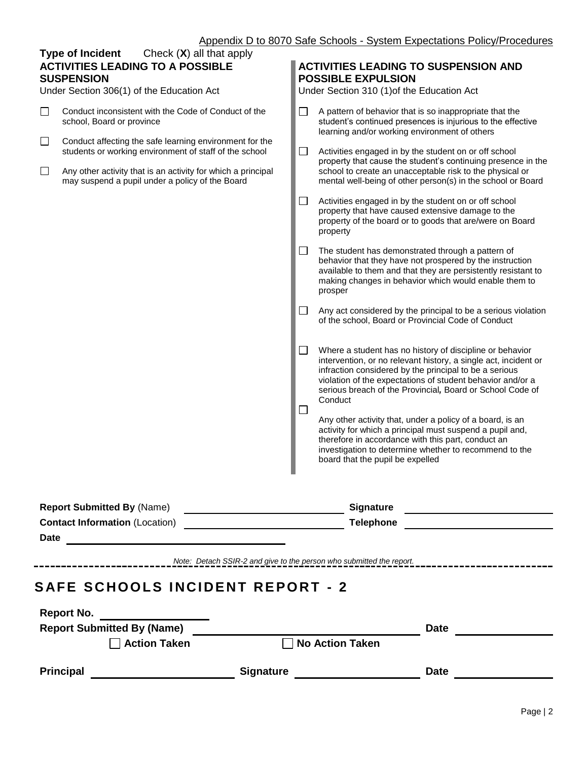Appendix D to 8070 Safe Schools - System Expectations Policy/Procedures

**Type of Incident** Check (**X**) all that apply

**ACTIVITIES LEADING TO A POSSIBLE SUSPENSION**

Under Section 306(1) of the Education Act

- ☐ Conduct inconsistent with the Code of Conduct of the school, Board or province
- ☐ Conduct affecting the safe learning environment for the students or working environment of staff of the school
- ☐ Any other activity that is an activity for which a principal may suspend a pupil under a policy of the Board

**ACTIVITIES LEADING TO SUSPENSION AND POSSIBLE EXPULSION**

Under Section 310 (1)of the Education Act

- ☐ A pattern of behavior that is so inappropriate that the student's continued presences is injurious to the effective learning and/or working environment of others
- ☐ Activities engaged in by the student on or off school property that cause the student's continuing presence in the school to create an unacceptable risk to the physical or mental well-being of other person(s) in the school or Board
- ☐ Activities engaged in by the student on or off school property that have caused extensive damage to the property of the board or to goods that are/were on Board property
- ☐ The student has demonstrated through a pattern of behavior that they have not prospered by the instruction available to them and that they are persistently resistant to making changes in behavior which would enable them to prosper
- ☐ Any act considered by the principal to be a serious violation of the school, Board or Provincial Code of Conduct
- ☐ Where a student has no history of discipline or behavior intervention, or no relevant history, a single act, incident or infraction considered by the principal to be a serious violation of the expectations of student behavior and/or a serious breach of the Provincial*,* Board or School Code of Conduct
- ☐ Any other activity that, under a policy of a board, is an activity for which a principal must suspend a pupil and, therefore in accordance with this part, conduct an investigation to determine whether to recommend to the board that the pupil be expelled

**Report Submitted By** (Name) ____________________ **Signature** ____________________

**Contact Information** (Location) ____________________ **Telephone** ____________________

**Date** ____________________

*Note: Detach SSIR-2 and give to the person who submitted the report.*

# SAFE SCHOOLS INCIDENT REPORT - 2

**Report No.** ____________________

**Report Submitted By (Name)** ____________________ **Date** ____________________

☐ **Action Taken** ☐ **No Action Taken**

**Principal** ____________________ **Signature** ____________________ **Date** ____________________